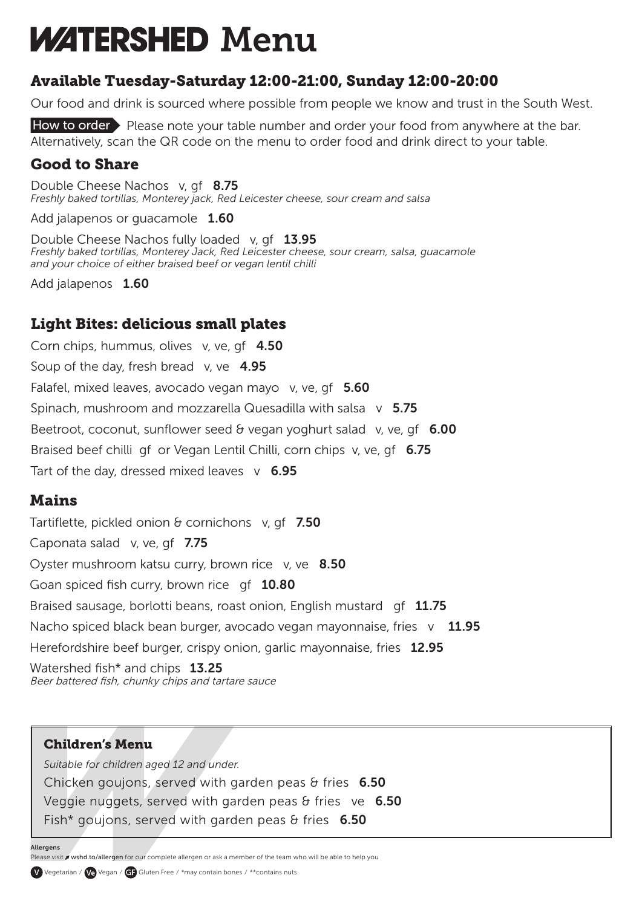# WATERSHED Menu

## Available Tuesday-Saturday 12:00-21:00, Sunday 12:00-20:00

Our food and drink is sourced where possible from people we know and trust in the South West.

**How to order** Please note your table number and order your food from anywhere at the bar. Alternatively, scan the QR code on the menu to order food and drink direct to your table.

## Good to Share

Double Cheese Nachos v, gf **8.75**
*Freshly baked tortillas, Monterey jack, Red Leicester cheese, sour cream and salsa*

Add jalapenos or guacamole **1.60**

Double Cheese Nachos fully loaded v, gf **13.95**
*Freshly baked tortillas, Monterey Jack, Red Leicester cheese, sour cream, salsa, guacamole and your choice of either braised beef or vegan lentil chilli*

Add jalapenos **1.60**

## Light Bites: delicious small plates

Corn chips, hummus, olives v, ve, gf **4.50**

Soup of the day, fresh bread v, ve **4.95**

Falafel, mixed leaves, avocado vegan mayo v, ve, gf **5.60**

Spinach, mushroom and mozzarella Quesadilla with salsa v **5.75**

Beetroot, coconut, sunflower seed & vegan yoghurt salad v, ve, gf **6.00**

Braised beef chilli gf or Vegan Lentil Chilli, corn chips v, ve, gf **6.75**

Tart of the day, dressed mixed leaves v **6.95**

## Mains

Tartiflette, pickled onion & cornichons v, gf **7.50**

Caponata salad v, ve, gf **7.75**

Oyster mushroom katsu curry, brown rice v, ve **8.50**

Goan spiced fish curry, brown rice gf **10.80**

Braised sausage, borlotti beans, roast onion, English mustard gf **11.75**

Nacho spiced black bean burger, avocado vegan mayonnaise, fries v **11.95**

Herefordshire beef burger, crispy onion, garlic mayonnaise, fries **12.95**

Watershed fish* and chips **13.25**
*Beer battered fish, chunky chips and tartare sauce*

### Children's Menu

*Suitable for children aged 12 and under.*

Chicken goujons, served with garden peas & fries **6.50**

Veggie nuggets, served with garden peas & fries ve **6.50**

Fish* goujons, served with garden peas & fries **6.50**

**Allergens**
Please visit wshd.to/allergen for our complete allergen or ask a member of the team who will be able to help you

V Vegetarian / Ve Vegan / GF Gluten Free / *may contain bones / **contains nuts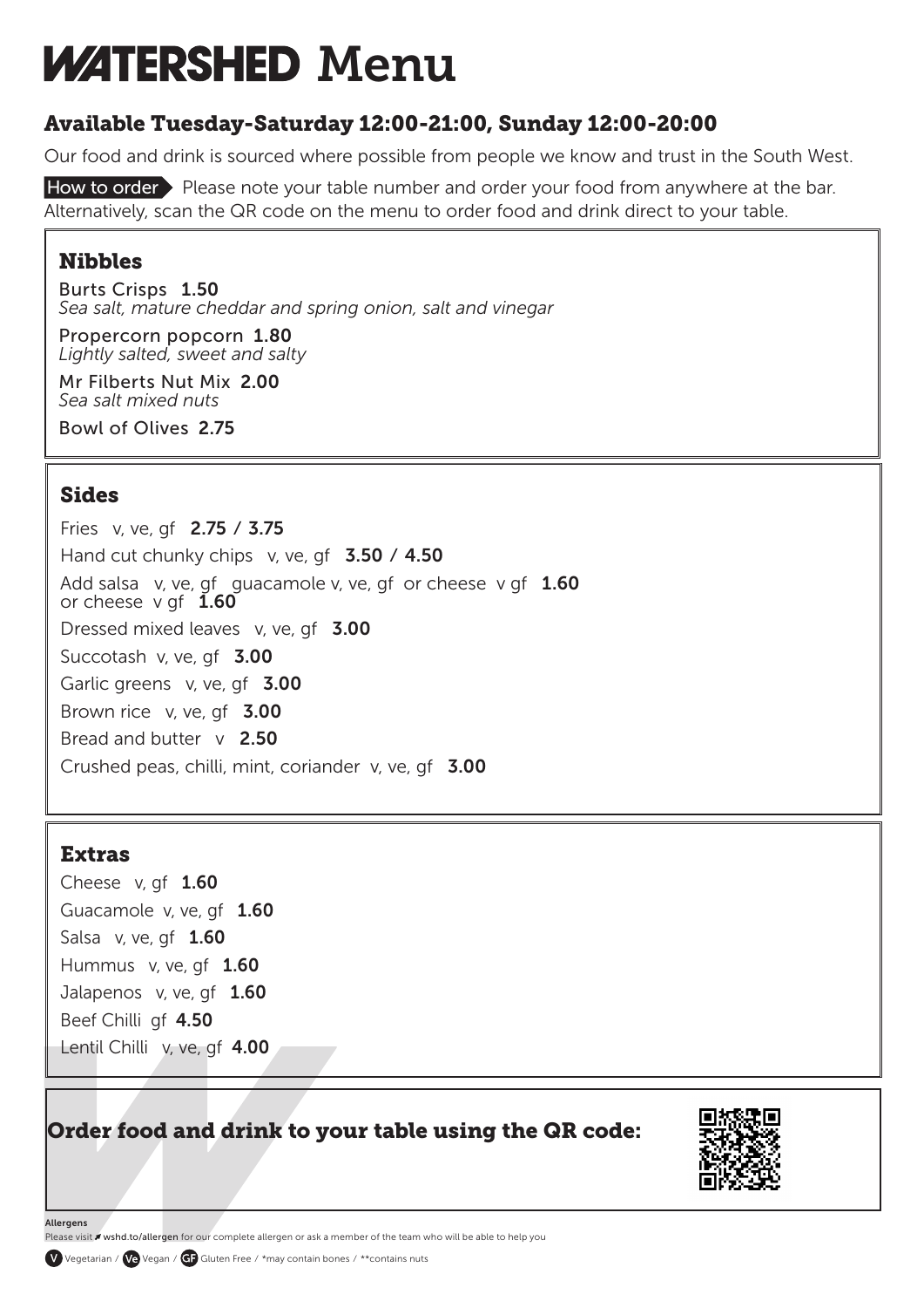# WATERSHED Menu

## Available Tuesday-Saturday 12:00-21:00, Sunday 12:00-20:00

Our food and drink is sourced where possible from people we know and trust in the South West.

**How to order** Please note your table number and order your food from anywhere at the bar. Alternatively, scan the QR code on the menu to order food and drink direct to your table.

### Nibbles

Burts Crisps **1.50**
*Sea salt, mature cheddar and spring onion, salt and vinegar*

Propercorn popcorn **1.80**
*Lightly salted, sweet and salty*

Mr Filberts Nut Mix **2.00**
*Sea salt mixed nuts*

Bowl of Olives **2.75**

### Sides

Fries v, ve, gf **2.75 / 3.75**

Hand cut chunky chips v, ve, gf **3.50 / 4.50**

Add salsa v, ve, gf guacamole v, ve, gf or cheese v gf **1.60**
or cheese v gf **1.60**

Dressed mixed leaves v, ve, gf **3.00**

Succotash v, ve, gf **3.00**

Garlic greens v, ve, gf **3.00**

Brown rice v, ve, gf **3.00**

Bread and butter v **2.50**

Crushed peas, chilli, mint, coriander v, ve, gf **3.00**

### Extras

Cheese v, gf **1.60**

Guacamole v, ve, gf **1.60**

Salsa v, ve, gf **1.60**

Hummus v, ve, gf **1.60**

Jalapenos v, ve, gf **1.60**

Beef Chilli gf **4.50**

Lentil Chilli v, ve, gf **4.00**

### Order food and drink to your table using the QR code:

**Allergens**
Please visit wshd.to/allergen for our complete allergen or ask a member of the team who will be able to help you

V Vegetarian / Ve Vegan / GF Gluten Free / *may contain bones / **contains nuts